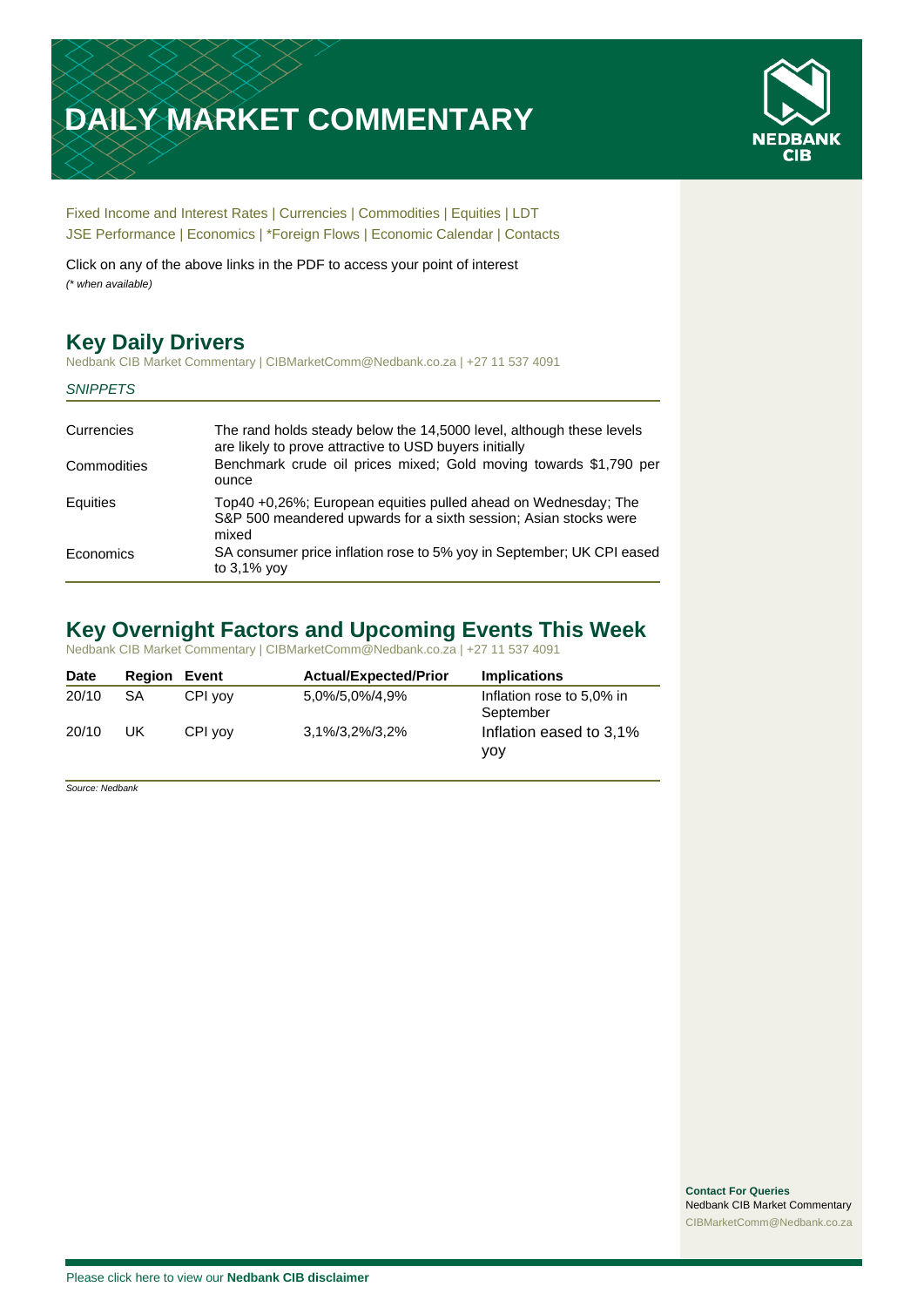# DAILY MARKET COMMENTARY

NEDBANK CIB

Fixed Income and Interest Rates | Currencies | Commodities | Equities | LDT
JSE Performance | Economics | *Foreign Flows | Economic Calendar | Contacts

Click on any of the above links in the PDF to access your point of interest
*(* when available)*

## Key Daily Drivers

Nedbank CIB Market Commentary | CIBMarketComm@Nedbank.co.za | +27 11 537 4091

*SNIPPETS*

| | |
|---|---|
| Currencies | The rand holds steady below the 14,5000 level, although these levels are likely to prove attractive to USD buyers initially |
| Commodities | Benchmark crude oil prices mixed; Gold moving towards $1,790 per ounce |
| Equities | Top40 +0,26%; European equities pulled ahead on Wednesday; The S&P 500 meandered upwards for a sixth session; Asian stocks were mixed |
| Economics | SA consumer price inflation rose to 5% yoy in September; UK CPI eased to 3,1% yoy |

## Key Overnight Factors and Upcoming Events This Week

Nedbank CIB Market Commentary | CIBMarketComm@Nedbank.co.za | +27 11 537 4091

| Date | Region | Event | Actual/Expected/Prior | Implications |
|---|---|---|---|---|
| 20/10 | SA | CPI yoy | 5,0%/5,0%/4,9% | Inflation rose to 5,0% in September |
| 20/10 | UK | CPI yoy | 3,1%/3,2%/3,2% | Inflation eased to 3,1% yoy |

*Source: Nedbank*

**Contact For Queries**
Nedbank CIB Market Commentary
CIBMarketComm@Nedbank.co.za

Please click here to view our **Nedbank CIB disclaimer**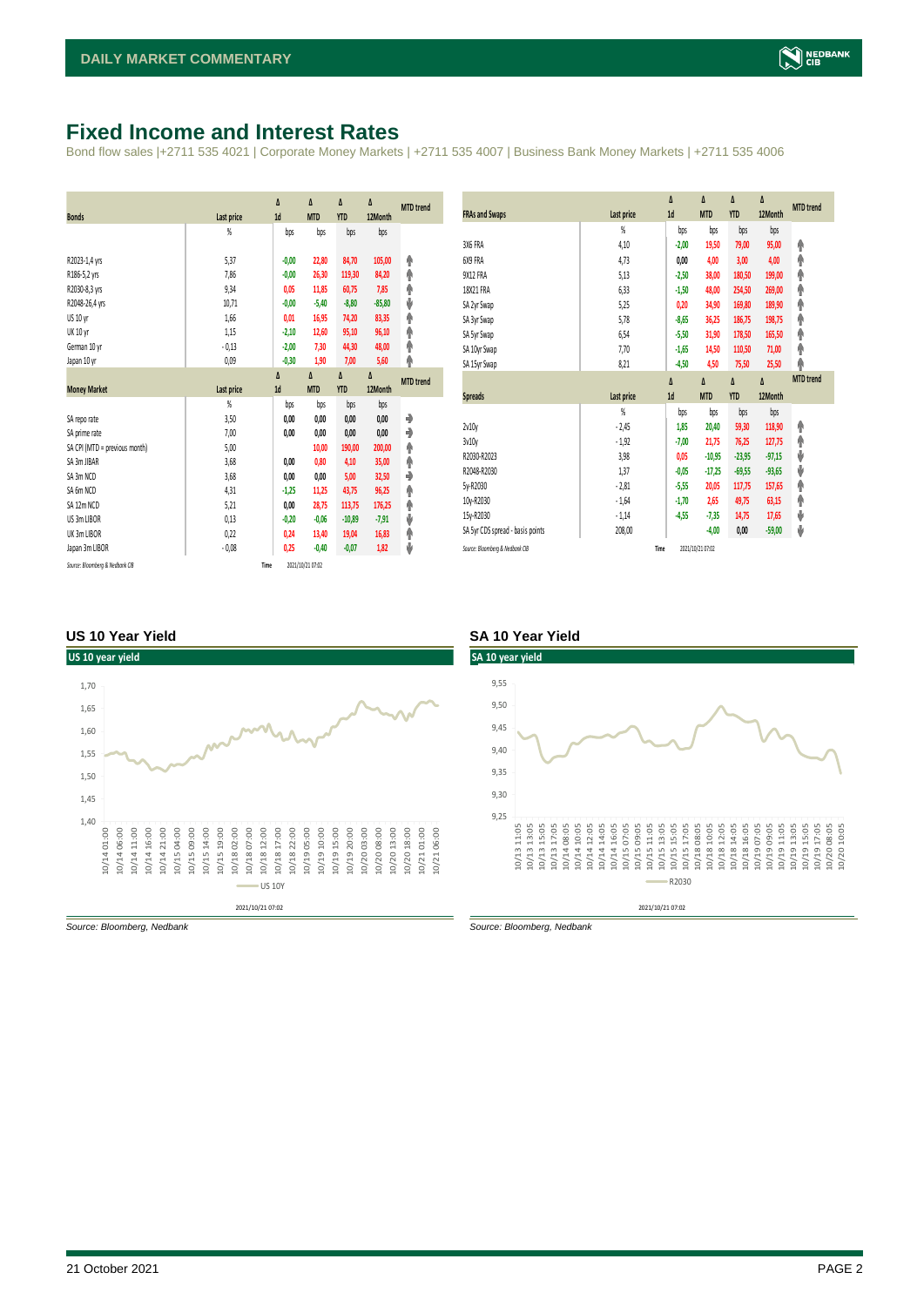# Fixed Income and Interest Rates

Bond flow sales |+2711 535 4021 | Corporate Money Markets | +2711 535 4007 | Business Bank Money Markets | +2711 535 4006

| Bonds | Last price | Δ 1d | Δ MTD | Δ YTD | Δ 12Month | MTD trend |
|---|---|---|---|---|---|---|
| | % | bps | bps | bps | bps | |
| R2023-1,4 yrs | 5,37 | -0,00 | 22,80 | 84,70 | 105,00 | ↑ |
| R186-5,2 yrs | 7,86 | -0,00 | 26,30 | 119,30 | 84,20 | ↑ |
| R2030-8,3 yrs | 9,34 | 0,05 | 11,85 | 60,75 | 7,85 | ↑ |
| R2048-26,4 yrs | 10,71 | -0,00 | -5,40 | -8,80 | -85,80 | ↓ |
| US 10 yr | 1,66 | 0,01 | 16,95 | 74,20 | 83,35 | ↑ |
| UK 10 yr | 1,15 | -2,10 | 12,60 | 95,10 | 96,10 | ↑ |
| German 10 yr | -0,13 | -2,00 | 7,30 | 44,30 | 48,00 | ↑ |
| Japan 10 yr | 0,09 | -0,30 | 1,90 | 7,00 | 5,60 | ↑ |

| Money Market | Last price | Δ 1d | Δ MTD | Δ YTD | Δ 12Month | MTD trend |
|---|---|---|---|---|---|---|
| | % | bps | bps | bps | bps | |
| SA repo rate | 3,50 | 0,00 | 0,00 | 0,00 | 0,00 | → |
| SA prime rate | 7,00 | 0,00 | 0,00 | 0,00 | 0,00 | → |
| SA CPI (MTD = previous month) | 5,00 | | 10,00 | 190,00 | 200,00 | ↑ |
| SA 3m JIBAR | 3,68 | 0,00 | 0,80 | 4,10 | 35,00 | ↑ |
| SA 3m NCD | 3,68 | 0,00 | 0,00 | 5,00 | 32,50 | → |
| SA 6m NCD | 4,31 | -1,25 | 11,25 | 43,75 | 96,25 | ↑ |
| SA 12m NCD | 5,21 | 0,00 | 28,75 | 113,75 | 176,25 | ↑ |
| US 3m LIBOR | 0,13 | -0,20 | -0,06 | -10,89 | -7,91 | ↓ |
| UK 3m LIBOR | 0,22 | 0,24 | 13,40 | 19,04 | 16,83 | ↑ |
| Japan 3m LIBOR | -0,08 | 0,25 | -0,40 | -0,07 | 1,82 | ↓ |

Source: Bloomberg & Nedbank CIB    Time 2021/10/21 07:02

| FRAs and Swaps | Last price | Δ 1d | Δ MTD | Δ YTD | Δ 12Month | MTD trend |
|---|---|---|---|---|---|---|
| | % | bps | bps | bps | bps | |
| 3X6 FRA | 4,10 | -2,00 | 19,50 | 79,00 | 95,00 | ↑ |
| 6X9 FRA | 4,73 | 0,00 | 4,00 | 3,00 | 4,00 | ↑ |
| 9X12 FRA | 5,13 | -2,50 | 38,00 | 180,50 | 199,00 | ↑ |
| 18X21 FRA | 6,33 | -1,50 | 48,00 | 254,50 | 269,00 | ↑ |
| SA 2yr Swap | 5,25 | 0,20 | 34,90 | 169,80 | 189,90 | ↑ |
| SA 3yr Swap | 5,78 | -8,65 | 36,25 | 186,75 | 198,75 | ↑ |
| SA 5yr Swap | 6,54 | -5,50 | 31,90 | 178,50 | 165,50 | ↑ |
| SA 10yr Swap | 7,70 | -1,65 | 14,50 | 110,50 | 71,00 | ↑ |
| SA 15yr Swap | 8,21 | -4,50 | 4,50 | 75,50 | 25,50 | ↑ |

| Spreads | Last price | Δ 1d | Δ MTD | Δ YTD | Δ 12Month | MTD trend |
|---|---|---|---|---|---|---|
| | % | bps | bps | bps | bps | |
| 2v10y | -2,45 | 1,85 | 20,40 | 59,30 | 118,90 | ↑ |
| 3v10y | -1,92 | -7,00 | 21,75 | 76,25 | 127,75 | ↑ |
| R2030-R2023 | 3,98 | 0,05 | -10,95 | -23,95 | -97,15 | ↓ |
| R2048-R2030 | 1,37 | -0,05 | -17,25 | -69,55 | -93,65 | ↓ |
| 5y-R2030 | -2,81 | -5,55 | 20,05 | 117,75 | 157,65 | ↑ |
| 10y-R2030 | -1,64 | -1,70 | 2,65 | 49,75 | 63,15 | ↑ |
| 15y-R2030 | -1,14 | -4,55 | -7,35 | 14,75 | 17,65 | ↓ |
| SA 5yr CDS spread - basis points | 208,00 | | -4,00 | 0,00 | -59,00 | ↓ |

Source: Bloomberg & Nedbank CIB    Time 2021/10/21 07:02

### US 10 Year Yield

Source: Bloomberg, Nedbank

### SA 10 Year Yield

Source: Bloomberg, Nedbank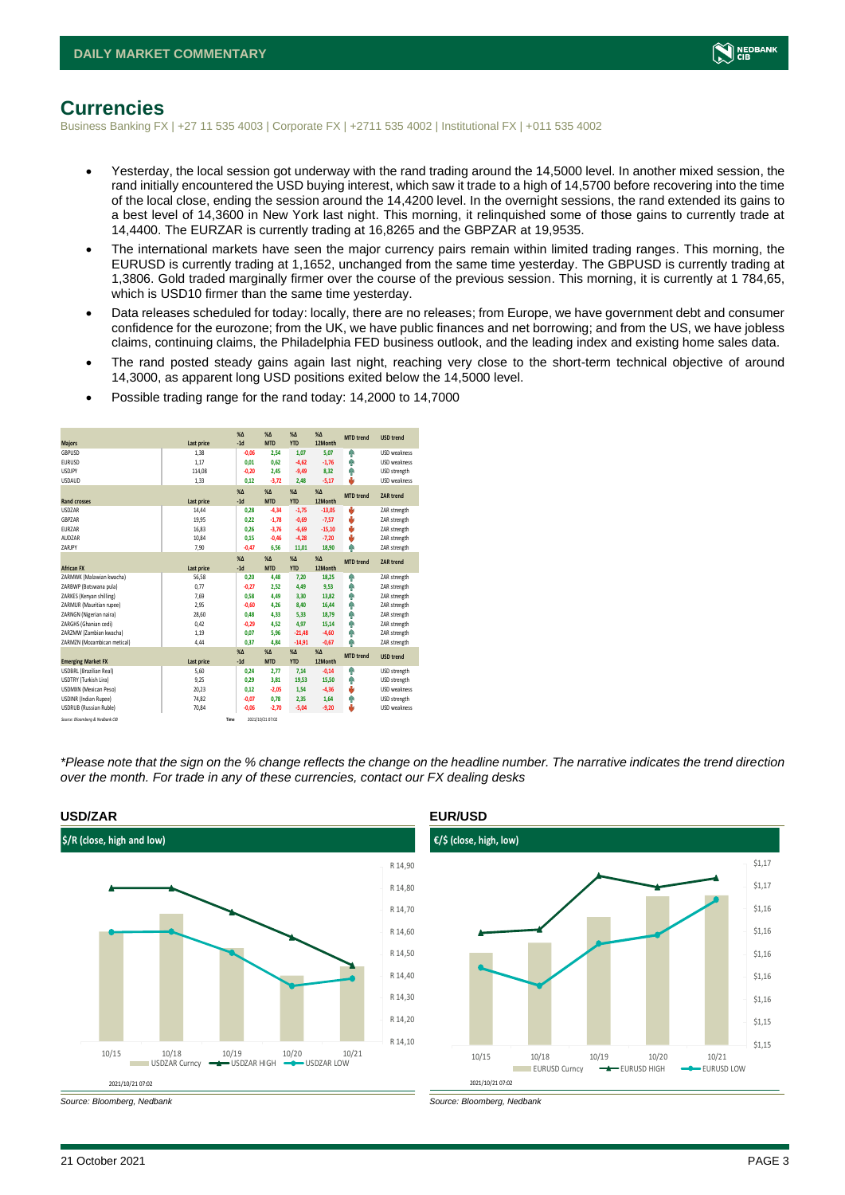# Currencies

Business Banking FX | +27 11 535 4003 | Corporate FX | +2711 535 4002 | Institutional FX | +011 535 4002

- Yesterday, the local session got underway with the rand trading around the 14,5000 level. In another mixed session, the rand initially encountered the USD buying interest, which saw it trade to a high of 14,5700 before recovering into the time of the local close, ending the session around the 14,4200 level. In the overnight sessions, the rand extended its gains to a best level of 14,3600 in New York last night. This morning, it relinquished some of those gains to currently trade at 14,4400. The EURZAR is currently trading at 16,8265 and the GBPZAR at 19,9535.
- The international markets have seen the major currency pairs remain within limited trading ranges. This morning, the EURUSD is currently trading at 1,1652, unchanged from the same time yesterday. The GBPUSD is currently trading at 1,3806. Gold traded marginally firmer over the course of the previous session. This morning, it is currently at 1 784,65, which is USD10 firmer than the same time yesterday.
- Data releases scheduled for today: locally, there are no releases; from Europe, we have government debt and consumer confidence for the eurozone; from the UK, we have public finances and net borrowing; and from the US, we have jobless claims, continuing claims, the Philadelphia FED business outlook, and the leading index and existing home sales data.
- The rand posted steady gains again last night, reaching very close to the short-term technical objective of around 14,3000, as apparent long USD positions exited below the 14,5000 level.
- Possible trading range for the rand today: 14,2000 to 14,7000

| Majors | Last price | %Δ -1d | %Δ MTD | %Δ YTD | %Δ 12Month | MTD trend | USD trend |
|---|---|---|---|---|---|---|---|
| GBPUSD | 1,38 | -0,06 | 2,54 | 1,07 | 5,07 | ↑ | USD weakness |
| EURUSD | 1,17 | 0,01 | 0,62 | -4,62 | -1,76 | ↑ | USD weakness |
| USDJPY | 114,08 | -0,20 | 2,45 | -9,49 | 8,32 | ↑ | USD strength |
| USDAUD | 1,33 | 0,12 | -3,72 | 2,48 | -5,17 | ↓ | USD weakness |
| **Rand crosses** | **Last price** | **%Δ -1d** | **%Δ MTD** | **%Δ YTD** | **%Δ 12Month** | **MTD trend** | **ZAR trend** |
| USDZAR | 14,44 | 0,28 | -4,34 | -1,75 | -13,05 | ↓ | ZAR strength |
| GBPZAR | 19,95 | 0,22 | -1,78 | -0,69 | -7,57 | ↓ | ZAR strength |
| EURZAR | 16,83 | 0,26 | -3,76 | -6,69 | -15,10 | ↓ | ZAR strength |
| AUDZAR | 10,84 | 0,15 | -0,46 | -4,28 | -7,20 | ↓ | ZAR strength |
| ZARJPY | 7,90 | -0,47 | 6,56 | 11,01 | 18,90 | ↑ | ZAR strength |
| **African FX** | **Last price** | **%Δ -1d** | **%Δ MTD** | **%Δ YTD** | **%Δ 12Month** | **MTD trend** | **ZAR trend** |
| ZARMWK (Malawian kwacha) | 56,58 | 0,20 | 4,48 | 7,20 | 18,25 | ↑ | ZAR strength |
| ZARBWP (Botswana pula) | 0,77 | -0,27 | 2,52 | 4,49 | 9,53 | ↑ | ZAR strength |
| ZARKES (Kenyan shilling) | 7,69 | 0,58 | 4,49 | 3,30 | 13,82 | ↑ | ZAR strength |
| ZARMUR (Mauritian rupee) | 2,95 | -0,60 | 4,26 | 8,40 | 16,44 | ↑ | ZAR strength |
| ZARNGN (Nigerian naira) | 28,60 | 0,48 | 4,33 | 5,33 | 18,79 | ↑ | ZAR strength |
| ZARGHS (Ghanian cedi) | 0,42 | -0,29 | 4,52 | 4,97 | 15,14 | ↑ | ZAR strength |
| ZARZMW (Zambian kwacha) | 1,19 | 0,07 | 5,96 | -21,48 | -4,60 | ↑ | ZAR strength |
| ZARMZN (Mozambican metical) | 4,44 | 0,37 | 4,84 | -14,91 | -0,67 | ↑ | ZAR strength |
| **Emerging Market FX** | **Last price** | **%Δ -1d** | **%Δ MTD** | **%Δ YTD** | **%Δ 12Month** | **MTD trend** | **USD trend** |
| USDBRL (Brazilian Real) | 5,60 | 0,24 | 2,77 | 7,14 | -0,14 | ↑ | USD strength |
| USDTRY (Turkish Lira) | 9,25 | 0,29 | 3,81 | 19,53 | 15,50 | ↑ | USD strength |
| USDMXN (Mexican Peso) | 20,23 | 0,12 | -2,05 | 1,54 | -4,36 | ↓ | USD weakness |
| USDINR (Indian Rupee) | 74,82 | -0,07 | 0,78 | 2,35 | 1,64 | ↑ | USD strength |
| USDRUB (Russian Ruble) | 70,84 | -0,06 | -2,70 | -5,04 | -9,20 | ↓ | USD weakness |

Source: Bloomberg & Nedbank CIB    Time 2021/10/21 07:02

*\*Please note that the sign on the % change reflects the change on the headline number. The narrative indicates the trend direction over the month. For trade in any of these currencies, contact our FX dealing desks*

### USD/ZAR

$/R (close, high and low)

2021/10/21 07:02

Source: Bloomberg, Nedbank

### EUR/USD

€/$ (close, high, low)

2021/10/21 07:02

Source: Bloomberg, Nedbank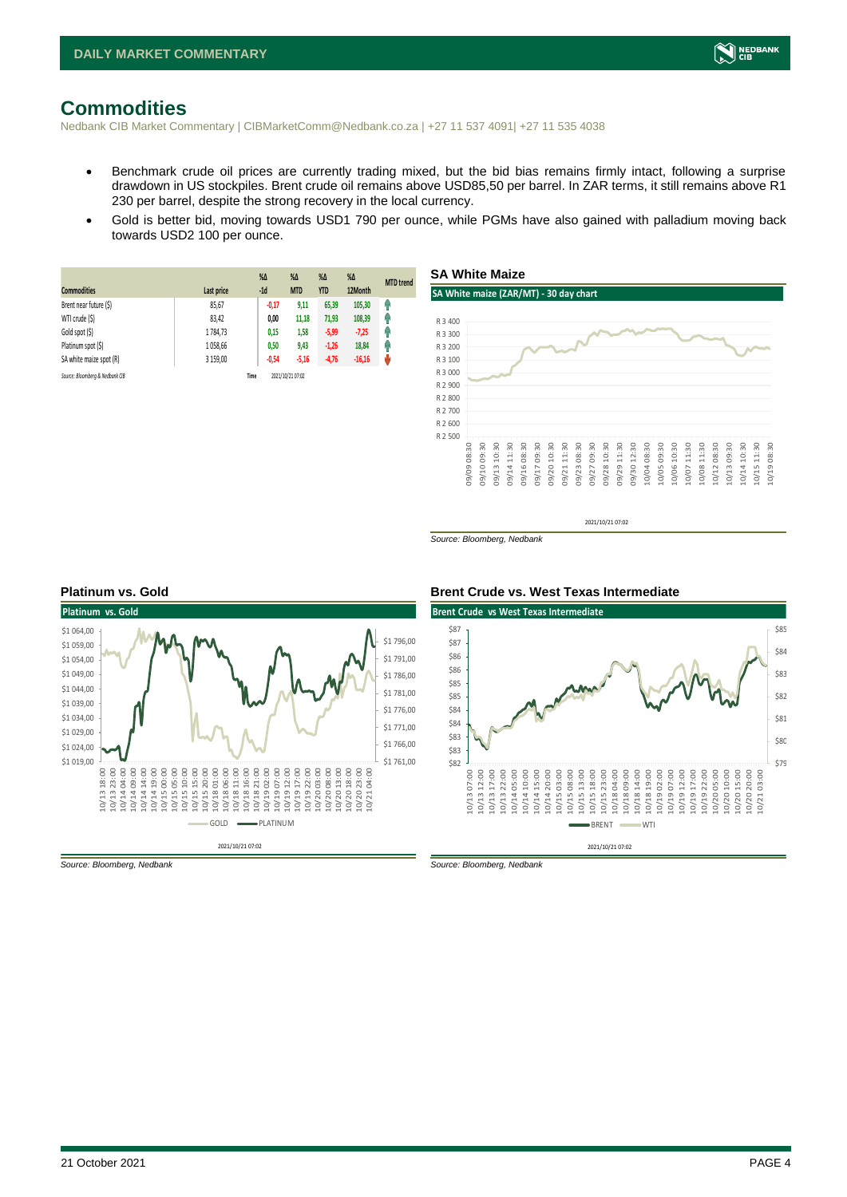# Commodities

Nedbank CIB Market Commentary | CIBMarketComm@Nedbank.co.za | +27 11 537 4091| +27 11 535 4038

- Benchmark crude oil prices are currently trading mixed, but the bid bias remains firmly intact, following a surprise drawdown in US stockpiles. Brent crude oil remains above USD85,50 per barrel. In ZAR terms, it still remains above R1 230 per barrel, despite the strong recovery in the local currency.
- Gold is better bid, moving towards USD1 790 per ounce, while PGMs have also gained with palladium moving back towards USD2 100 per ounce.

| Commodities | Last price | %Δ -1d | %Δ MTD | %Δ YTD | %Δ 12Month | MTD trend |
|---|---|---|---|---|---|---|
| Brent near future ($) | 85,67 | -0,17 | 9,11 | 65,39 | 105,30 | ↑ |
| WTI crude ($) | 83,42 | 0,00 | 11,18 | 71,93 | 108,39 | ↑ |
| Gold spot ($) | 1 784,73 | 0,15 | 1,58 | -5,99 | -7,25 | ↑ |
| Platinum spot ($) | 1 058,66 | 0,50 | 9,43 | -1,26 | 18,84 | ↑ |
| SA white maize spot (R) | 3 159,00 | -0,54 | -5,16 | -4,76 | -16,16 | ↓ |

*Source: Bloomberg & Nedbank CIB* Time 2021/10/21 07:02

### SA White Maize

*Source: Bloomberg, Nedbank*

### Platinum vs. Gold

*Source: Bloomberg, Nedbank*

### Brent Crude vs. West Texas Intermediate

*Source: Bloomberg, Nedbank*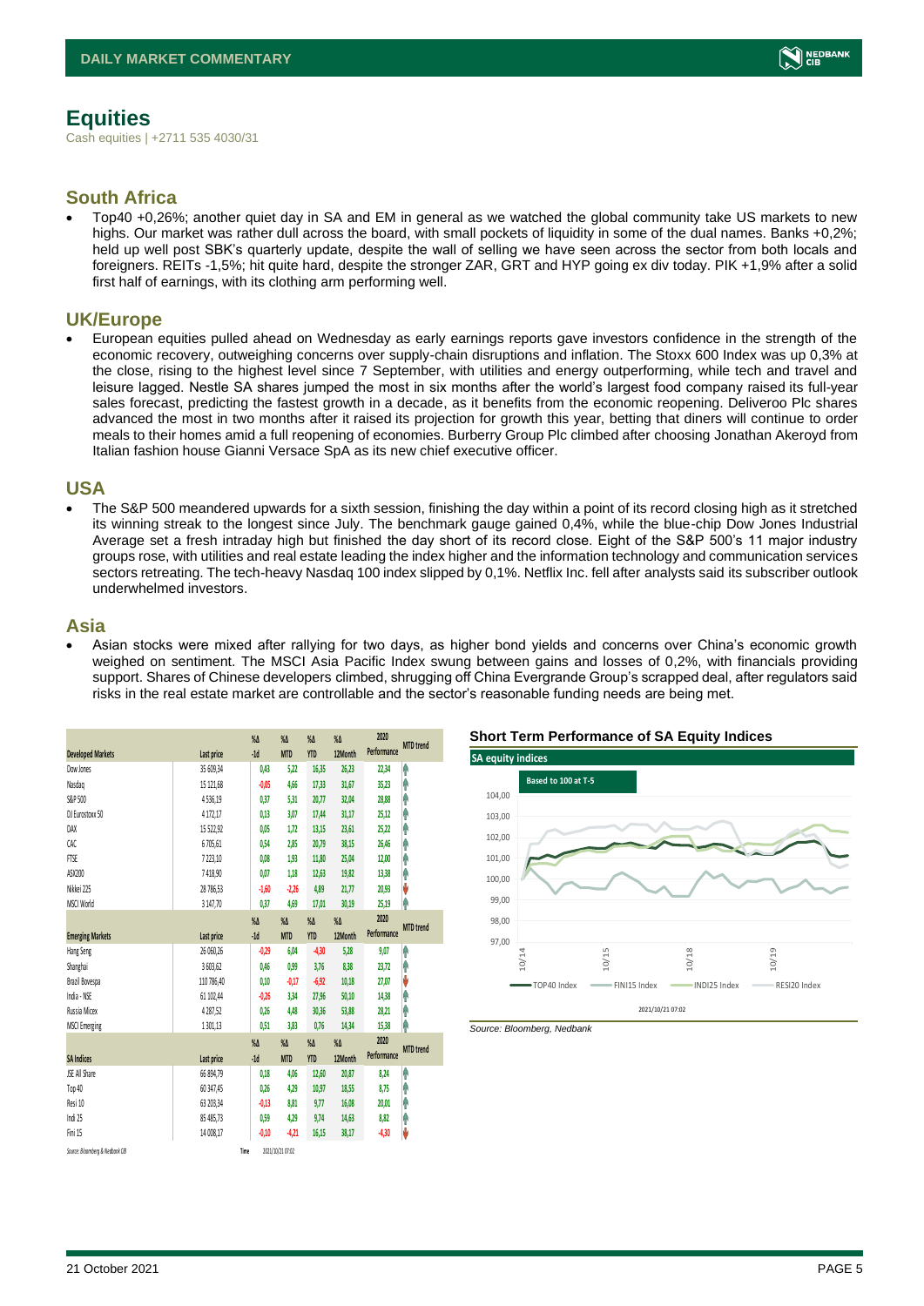## Equities

Cash equities | +2711 535 4030/31

### South Africa

- Top40 +0,26%; another quiet day in SA and EM in general as we watched the global community take US markets to new highs. Our market was rather dull across the board, with small pockets of liquidity in some of the dual names. Banks +0,2%; held up well post SBK's quarterly update, despite the wall of selling we have seen across the sector from both locals and foreigners. REITs -1,5%; hit quite hard, despite the stronger ZAR, GRT and HYP going ex div today. PIK +1,9% after a solid first half of earnings, with its clothing arm performing well.

### UK/Europe

- European equities pulled ahead on Wednesday as early earnings reports gave investors confidence in the strength of the economic recovery, outweighing concerns over supply-chain disruptions and inflation. The Stoxx 600 Index was up 0,3% at the close, rising to the highest level since 7 September, with utilities and energy outperforming, while tech and travel and leisure lagged. Nestle SA shares jumped the most in six months after the world's largest food company raised its full-year sales forecast, predicting the fastest growth in a decade, as it benefits from the economic reopening. Deliveroo Plc shares advanced the most in two months after it raised its projection for growth this year, betting that diners will continue to order meals to their homes amid a full reopening of economies. Burberry Group Plc climbed after choosing Jonathan Akeroyd from Italian fashion house Gianni Versace SpA as its new chief executive officer.

### USA

- The S&P 500 meandered upwards for a sixth session, finishing the day within a point of its record closing high as it stretched its winning streak to the longest since July. The benchmark gauge gained 0,4%, while the blue-chip Dow Jones Industrial Average set a fresh intraday high but finished the day short of its record close. Eight of the S&P 500's 11 major industry groups rose, with utilities and real estate leading the index higher and the information technology and communication services sectors retreating. The tech-heavy Nasdaq 100 index slipped by 0,1%. Netflix Inc. fell after analysts said its subscriber outlook underwhelmed investors.

### Asia

- Asian stocks were mixed after rallying for two days, as higher bond yields and concerns over China's economic growth weighed on sentiment. The MSCI Asia Pacific Index swung between gains and losses of 0,2%, with financials providing support. Shares of Chinese developers climbed, shrugging off China Evergrande Group's scrapped deal, after regulators said risks in the real estate market are controllable and the sector's reasonable funding needs are being met.

| Developed Markets | Last price | %Δ -1d | %Δ MTD | %Δ YTD | %Δ 12Month | 2020 Performance | MTD trend |
|---|---|---|---|---|---|---|---|
| Dow Jones | 35 609,34 | 0,43 | 5,22 | 16,35 | 26,23 | 22,34 | ↑ |
| Nasdaq | 15 121,68 | -0,05 | 4,66 | 17,33 | 31,67 | 35,23 | ↑ |
| S&P 500 | 4 536,19 | 0,37 | 5,31 | 20,77 | 32,04 | 28,88 | ↑ |
| DJ Eurostoxx 50 | 4 172,17 | 0,13 | 3,07 | 17,44 | 31,17 | 25,12 | ↑ |
| DAX | 15 522,92 | 0,05 | 1,72 | 13,15 | 23,61 | 25,22 | ↑ |
| CAC | 6 705,61 | 0,54 | 2,85 | 20,79 | 38,15 | 26,46 | ↑ |
| FTSE | 7 223,10 | 0,08 | 1,93 | 11,80 | 25,04 | 12,00 | ↑ |
| ASX200 | 7 418,90 | 0,07 | 1,18 | 12,63 | 19,82 | 13,38 | ↑ |
| Nikkei 225 | 28 786,53 | -1,60 | -2,26 | 4,89 | 21,77 | 20,93 | ↓ |
| MSCI World | 3 147,70 | 0,37 | 4,69 | 17,01 | 30,19 | 25,19 | ↑ |
| **Emerging Markets** | **Last price** | **%Δ -1d** | **%Δ MTD** | **%Δ YTD** | **%Δ 12Month** | **2020 Performance** | **MTD trend** |
| Hang Seng | 26 060,26 | -0,29 | 6,04 | -4,30 | 5,28 | 9,07 | ↑ |
| Shanghai | 3 603,62 | 0,46 | 0,99 | 3,76 | 8,38 | 23,72 | ↑ |
| Brazil Bovespa | 110 786,40 | 0,10 | -0,17 | -6,92 | 10,18 | 27,07 | ↓ |
| India - NSE | 61 102,44 | -0,26 | 3,34 | 27,96 | 50,10 | 14,38 | ↑ |
| Russia Micex | 4 287,52 | 0,26 | 4,48 | 30,36 | 53,88 | 28,21 | ↑ |
| MSCI Emerging | 1 301,13 | 0,51 | 3,83 | 0,76 | 14,34 | 15,38 | ↑ |
| **SA Indices** | **Last price** | **%Δ -1d** | **%Δ MTD** | **%Δ YTD** | **%Δ 12Month** | **2020 Performance** | **MTD trend** |
| JSE All Share | 66 894,79 | 0,18 | 4,06 | 12,60 | 20,87 | 8,24 | ↑ |
| Top 40 | 60 347,45 | 0,26 | 4,29 | 10,97 | 18,55 | 8,75 | ↑ |
| Resi 10 | 63 203,34 | -0,13 | 8,81 | 9,77 | 16,08 | 20,01 | ↑ |
| Indi 25 | 85 485,73 | 0,59 | 4,29 | 9,74 | 14,63 | 8,82 | ↑ |
| Fini 15 | 14 008,17 | -0,10 | -4,21 | 16,15 | 38,17 | -4,30 | ↓ |

Source: Bloomberg & Nedbank CIB Time 2021/10/21 07:02

**Short Term Performance of SA Equity Indices**

Source: Bloomberg, Nedbank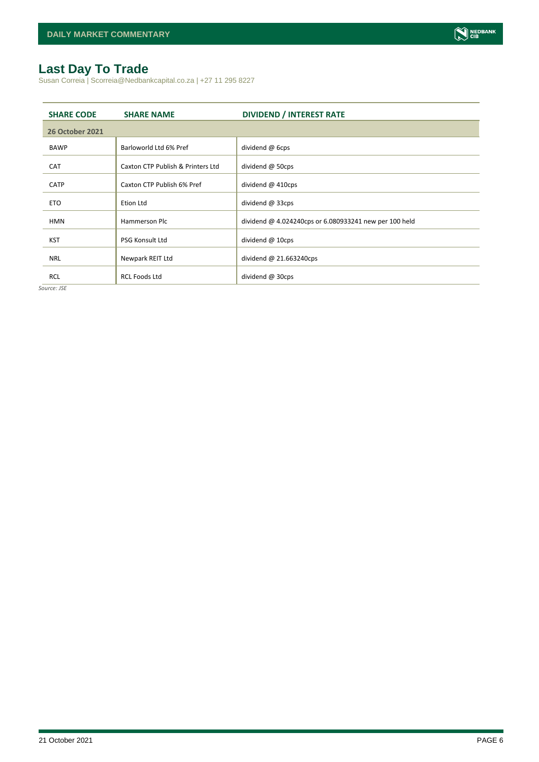## Last Day To Trade

Susan Correia | Scorreia@Nedbankcapital.co.za | +27 11 295 8227

| SHARE CODE | SHARE NAME | DIVIDEND / INTEREST RATE |
|---|---|---|
| **26 October 2021** | | |
| BAWP | Barloworld Ltd 6% Pref | dividend @ 6cps |
| CAT | Caxton CTP Publish & Printers Ltd | dividend @ 50cps |
| CATP | Caxton CTP Publish 6% Pref | dividend @ 410cps |
| ETO | Etion Ltd | dividend @ 33cps |
| HMN | Hammerson Plc | dividend @ 4.024240cps or 6.080933241 new per 100 held |
| KST | PSG Konsult Ltd | dividend @ 10cps |
| NRL | Newpark REIT Ltd | dividend @ 21.663240cps |
| RCL | RCL Foods Ltd | dividend @ 30cps |

*Source: JSE*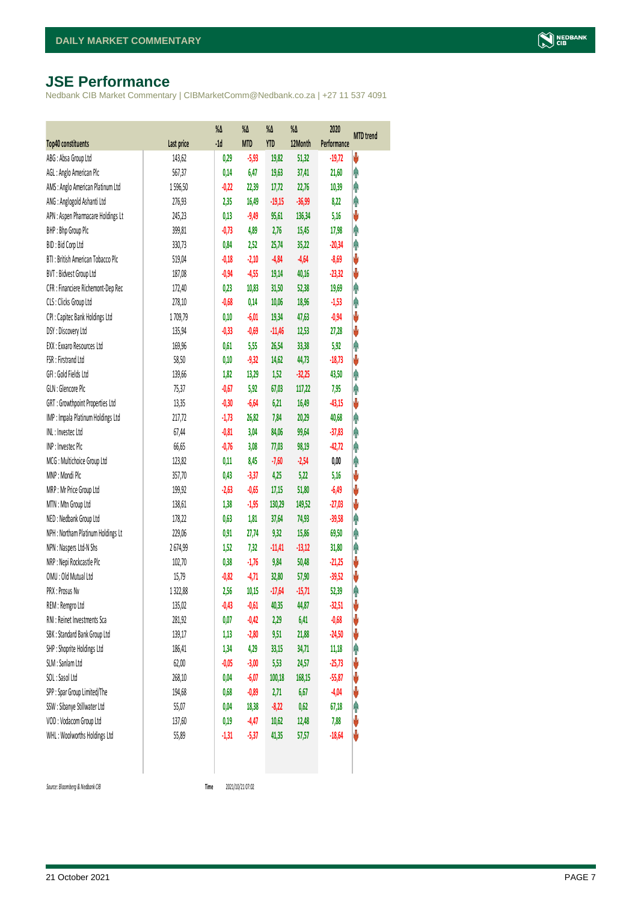# JSE Performance

Nedbank CIB Market Commentary | CIBMarketComm@Nedbank.co.za | +27 11 537 4091

| Top40 constituents | Last price | %Δ -1d | %Δ MTD | %Δ YTD | %Δ 12Month | 2020 Performance | MTD trend |
|---|---|---|---|---|---|---|---|
| ABG : Absa Group Ltd | 143,62 | 0,29 | -5,93 | 19,82 | 51,32 | -19,72 | ↓ |
| AGL : Anglo American Plc | 567,37 | 0,14 | 6,47 | 19,63 | 37,41 | 21,60 | ↑ |
| AMS : Anglo American Platinum Ltd | 1 596,50 | -0,22 | 22,39 | 17,72 | 22,76 | 10,39 | ↑ |
| ANG : Anglogold Ashanti Ltd | 276,93 | 2,35 | 16,49 | -19,15 | -36,99 | 8,22 | ↑ |
| APN : Aspen Pharmacare Holdings Lt | 245,23 | 0,13 | -9,49 | 95,61 | 136,34 | 5,16 | ↓ |
| BHP : Bhp Group Plc | 399,81 | -0,73 | 4,89 | 2,76 | 15,45 | 17,98 | ↑ |
| BID : Bid Corp Ltd | 330,73 | 0,84 | 2,52 | 25,74 | 35,22 | -20,34 | ↑ |
| BTI : British American Tobacco Plc | 519,04 | -0,18 | -2,10 | -4,84 | -4,64 | -8,69 | ↓ |
| BVT : Bidvest Group Ltd | 187,08 | -0,94 | -4,55 | 19,14 | 40,16 | -23,32 | ↓ |
| CFR : Financiere Richemont-Dep Rec | 172,40 | 0,23 | 10,83 | 31,50 | 52,38 | 19,69 | ↑ |
| CLS : Clicks Group Ltd | 278,10 | -0,68 | 0,14 | 10,06 | 18,96 | -1,53 | ↑ |
| CPI : Capitec Bank Holdings Ltd | 1 709,79 | 0,10 | -6,01 | 19,34 | 47,63 | -0,94 | ↓ |
| DSY : Discovery Ltd | 135,94 | -0,33 | -0,69 | -11,46 | 12,53 | 27,28 | ↓ |
| EXX : Exxaro Resources Ltd | 169,96 | 0,61 | 5,55 | 26,54 | 33,38 | 5,92 | ↑ |
| FSR : Firstrand Ltd | 58,50 | 0,10 | -9,32 | 14,62 | 44,73 | -18,73 | ↓ |
| GFI : Gold Fields Ltd | 139,66 | 1,82 | 13,29 | 1,52 | -32,25 | 43,50 | ↑ |
| GLN : Glencore Plc | 75,37 | -0,67 | 5,92 | 67,03 | 117,22 | 7,95 | ↑ |
| GRT : Growthpoint Properties Ltd | 13,35 | -0,30 | -6,64 | 6,21 | 16,49 | -43,15 | ↓ |
| IMP : Impala Platinum Holdings Ltd | 217,72 | -1,73 | 26,82 | 7,84 | 20,29 | 40,68 | ↑ |
| INL : Investec Ltd | 67,44 | -0,81 | 3,04 | 84,06 | 99,64 | -37,83 | ↑ |
| INP : Investec Plc | 66,65 | -0,76 | 3,08 | 77,03 | 98,19 | -42,72 | ↑ |
| MCG : Multichoice Group Ltd | 123,82 | 0,11 | 8,45 | -7,60 | -2,54 | 0,00 | ↑ |
| MNP : Mondi Plc | 357,70 | 0,43 | -3,37 | 4,25 | 5,22 | 5,16 | ↓ |
| MRP : Mr Price Group Ltd | 199,92 | -2,63 | -0,65 | 17,15 | 51,80 | -6,49 | ↓ |
| MTN : Mtn Group Ltd | 138,61 | 1,38 | -1,95 | 130,29 | 149,52 | -27,03 | ↓ |
| NED : Nedbank Group Ltd | 178,22 | 0,63 | 1,81 | 37,64 | 74,93 | -39,58 | ↑ |
| NPH : Northam Platinum Holdings Lt | 229,06 | 0,91 | 27,74 | 9,32 | 15,86 | 69,50 | ↑ |
| NPN : Naspers Ltd-N Shs | 2 674,99 | 1,52 | 7,32 | -11,41 | -13,12 | 31,80 | ↑ |
| NRP : Nepi Rockcastle Plc | 102,70 | 0,38 | -1,76 | 9,84 | 50,48 | -21,25 | ↓ |
| OMU : Old Mutual Ltd | 15,79 | -0,82 | -4,71 | 32,80 | 57,90 | -39,52 | ↓ |
| PRX : Prosus Nv | 1 322,88 | 2,56 | 10,15 | -17,64 | -15,71 | 52,39 | ↑ |
| REM : Remgro Ltd | 135,02 | -0,43 | -0,61 | 40,35 | 44,87 | -32,51 | ↓ |
| RNI : Reinet Investments Sca | 281,92 | 0,07 | -0,42 | 2,29 | 6,41 | -0,68 | ↓ |
| SBK : Standard Bank Group Ltd | 139,17 | 1,13 | -2,80 | 9,51 | 21,88 | -24,50 | ↓ |
| SHP : Shoprite Holdings Ltd | 186,41 | 1,34 | 4,29 | 33,15 | 34,71 | 11,18 | ↑ |
| SLM : Sanlam Ltd | 62,00 | -0,05 | -3,00 | 5,53 | 24,57 | -25,73 | ↓ |
| SOL : Sasol Ltd | 268,10 | 0,04 | -6,07 | 100,18 | 168,15 | -55,87 | ↓ |
| SPP : Spar Group Limited/The | 194,68 | 0,68 | -0,89 | 2,71 | 6,67 | -4,04 | ↓ |
| SSW : Sibanye Stillwater Ltd | 55,07 | 0,04 | 18,38 | -8,22 | 0,62 | 67,18 | ↑ |
| VOD : Vodacom Group Ltd | 137,60 | 0,19 | -4,47 | 10,62 | 12,48 | 7,88 | ↓ |
| WHL : Woolworths Holdings Ltd | 55,89 | -1,31 | -5,37 | 41,35 | 57,57 | -18,64 | ↓ |

Source: Bloomberg & Nedbank CIB    Time 2021/10/21 07:02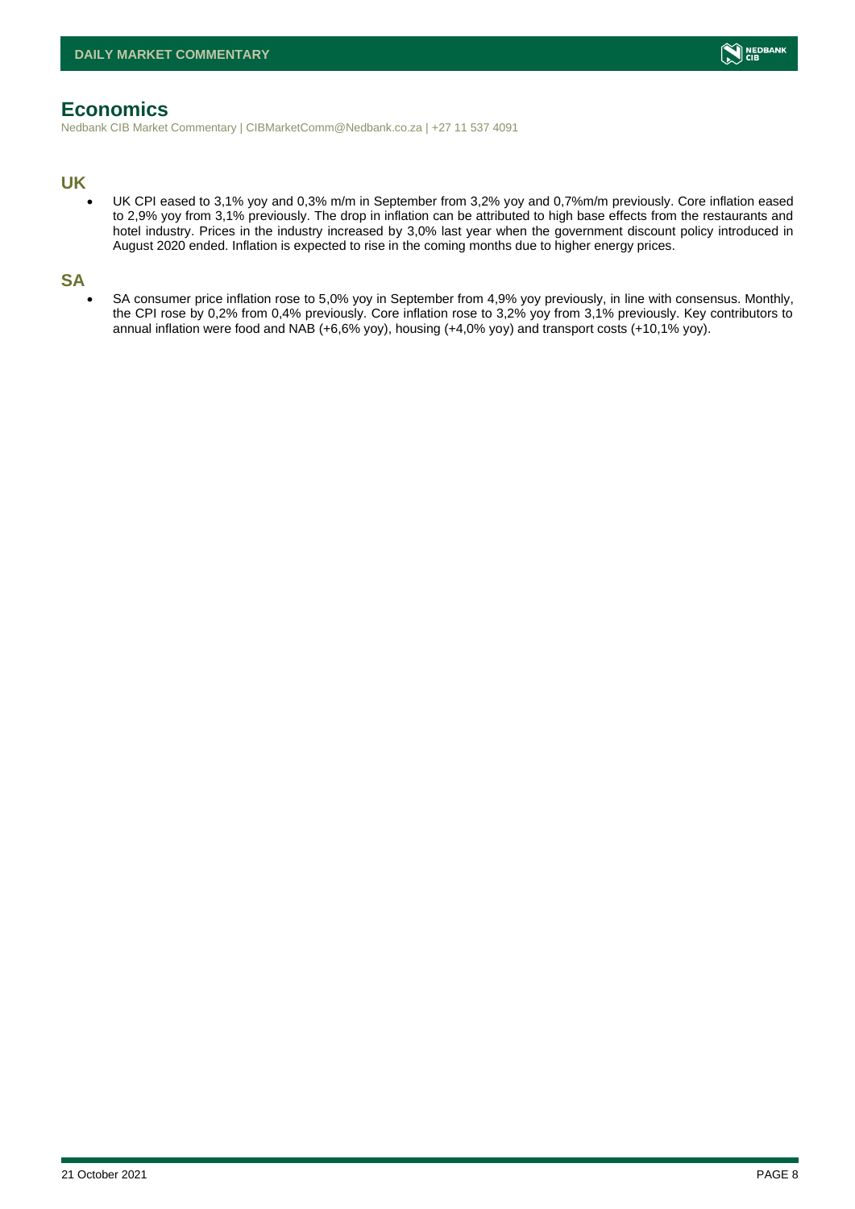# Economics

Nedbank CIB Market Commentary | CIBMarketComm@Nedbank.co.za | +27 11 537 4091

## UK

- UK CPI eased to 3,1% yoy and 0,3% m/m in September from 3,2% yoy and 0,7%m/m previously. Core inflation eased to 2,9% yoy from 3,1% previously. The drop in inflation can be attributed to high base effects from the restaurants and hotel industry. Prices in the industry increased by 3,0% last year when the government discount policy introduced in August 2020 ended. Inflation is expected to rise in the coming months due to higher energy prices.

## SA

- SA consumer price inflation rose to 5,0% yoy in September from 4,9% yoy previously, in line with consensus. Monthly, the CPI rose by 0,2% from 0,4% previously. Core inflation rose to 3,2% yoy from 3,1% previously. Key contributors to annual inflation were food and NAB (+6,6% yoy), housing (+4,0% yoy) and transport costs (+10,1% yoy).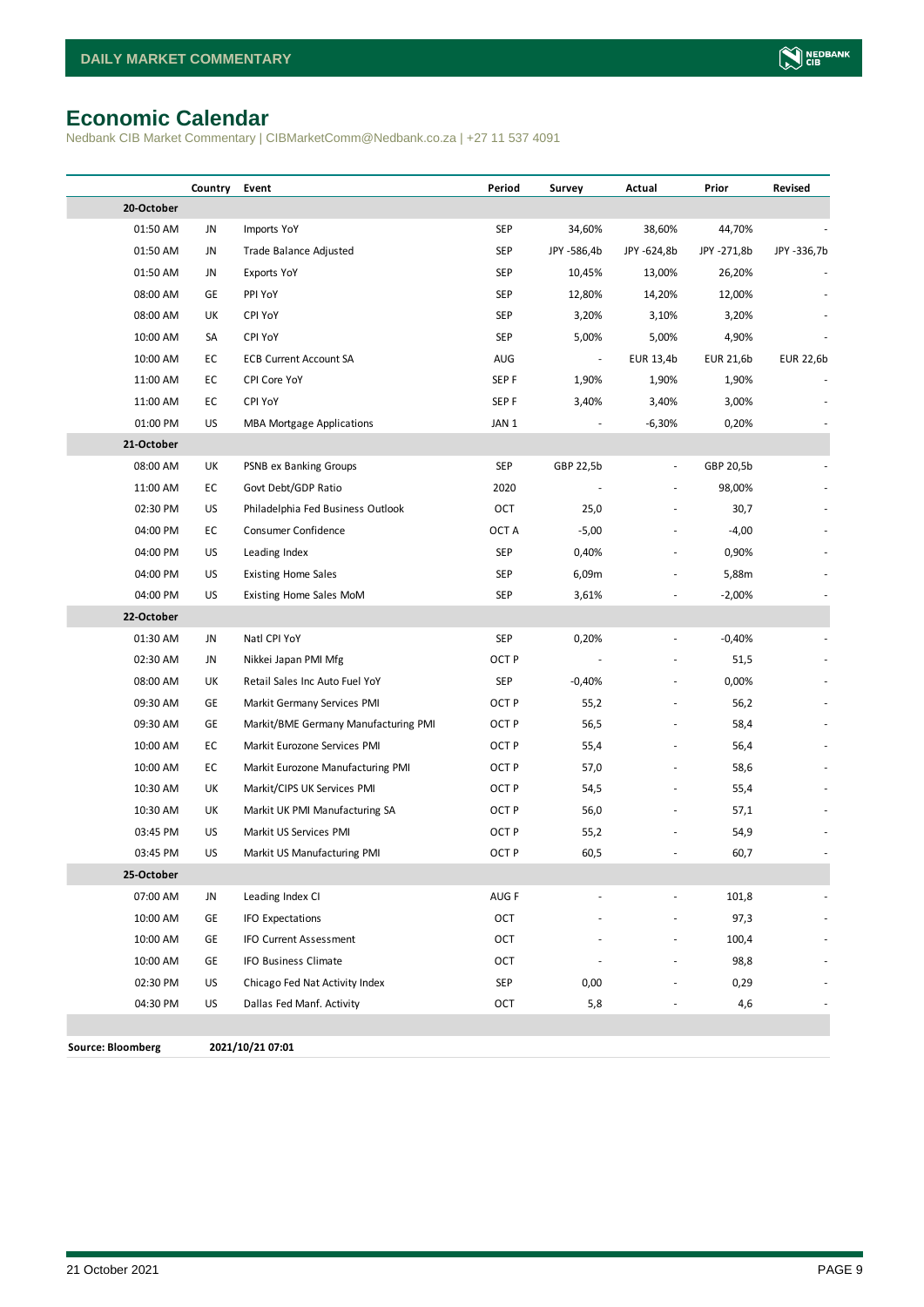# Economic Calendar

Nedbank CIB Market Commentary | CIBMarketComm@Nedbank.co.za | +27 11 537 4091

| | Country | Event | Period | Survey | Actual | Prior | Revised |
|---|---|---|---|---|---|---|---|
| **20-October** | | | | | | | |
| 01:50 AM | JN | Imports YoY | SEP | 34,60% | 38,60% | 44,70% | - |
| 01:50 AM | JN | Trade Balance Adjusted | SEP | JPY -586,4b | JPY -624,8b | JPY -271,8b | JPY -336,7b |
| 01:50 AM | JN | Exports YoY | SEP | 10,45% | 13,00% | 26,20% | - |
| 08:00 AM | GE | PPI YoY | SEP | 12,80% | 14,20% | 12,00% | - |
| 08:00 AM | UK | CPI YoY | SEP | 3,20% | 3,10% | 3,20% | - |
| 10:00 AM | SA | CPI YoY | SEP | 5,00% | 5,00% | 4,90% | - |
| 10:00 AM | EC | ECB Current Account SA | AUG | - | EUR 13,4b | EUR 21,6b | EUR 22,6b |
| 11:00 AM | EC | CPI Core YoY | SEP F | 1,90% | 1,90% | 1,90% | - |
| 11:00 AM | EC | CPI YoY | SEP F | 3,40% | 3,40% | 3,00% | - |
| 01:00 PM | US | MBA Mortgage Applications | JAN 1 | - | -6,30% | 0,20% | - |
| **21-October** | | | | | | | |
| 08:00 AM | UK | PSNB ex Banking Groups | SEP | GBP 22,5b | - | GBP 20,5b | - |
| 11:00 AM | EC | Govt Debt/GDP Ratio | 2020 | - | - | 98,00% | - |
| 02:30 PM | US | Philadelphia Fed Business Outlook | OCT | 25,0 | - | 30,7 | - |
| 04:00 PM | EC | Consumer Confidence | OCT A | -5,00 | - | -4,00 | - |
| 04:00 PM | US | Leading Index | SEP | 0,40% | - | 0,90% | - |
| 04:00 PM | US | Existing Home Sales | SEP | 6,09m | - | 5,88m | - |
| 04:00 PM | US | Existing Home Sales MoM | SEP | 3,61% | - | -2,00% | - |
| **22-October** | | | | | | | |
| 01:30 AM | JN | Natl CPI YoY | SEP | 0,20% | - | -0,40% | - |
| 02:30 AM | JN | Nikkei Japan PMI Mfg | OCT P | - | - | 51,5 | - |
| 08:00 AM | UK | Retail Sales Inc Auto Fuel YoY | SEP | -0,40% | - | 0,00% | - |
| 09:30 AM | GE | Markit Germany Services PMI | OCT P | 55,2 | - | 56,2 | - |
| 09:30 AM | GE | Markit/BME Germany Manufacturing PMI | OCT P | 56,5 | - | 58,4 | - |
| 10:00 AM | EC | Markit Eurozone Services PMI | OCT P | 55,4 | - | 56,4 | - |
| 10:00 AM | EC | Markit Eurozone Manufacturing PMI | OCT P | 57,0 | - | 58,6 | - |
| 10:30 AM | UK | Markit/CIPS UK Services PMI | OCT P | 54,5 | - | 55,4 | - |
| 10:30 AM | UK | Markit UK PMI Manufacturing SA | OCT P | 56,0 | - | 57,1 | - |
| 03:45 PM | US | Markit US Services PMI | OCT P | 55,2 | - | 54,9 | - |
| 03:45 PM | US | Markit US Manufacturing PMI | OCT P | 60,5 | - | 60,7 | - |
| **25-October** | | | | | | | |
| 07:00 AM | JN | Leading Index CI | AUG F | - | - | 101,8 | - |
| 10:00 AM | GE | IFO Expectations | OCT | - | - | 97,3 | - |
| 10:00 AM | GE | IFO Current Assessment | OCT | - | - | 100,4 | - |
| 10:00 AM | GE | IFO Business Climate | OCT | - | - | 98,8 | - |
| 02:30 PM | US | Chicago Fed Nat Activity Index | SEP | 0,00 | - | 0,29 | - |
| 04:30 PM | US | Dallas Fed Manf. Activity | OCT | 5,8 | - | 4,6 | - |

**Source: Bloomberg** **2021/10/21 07:01**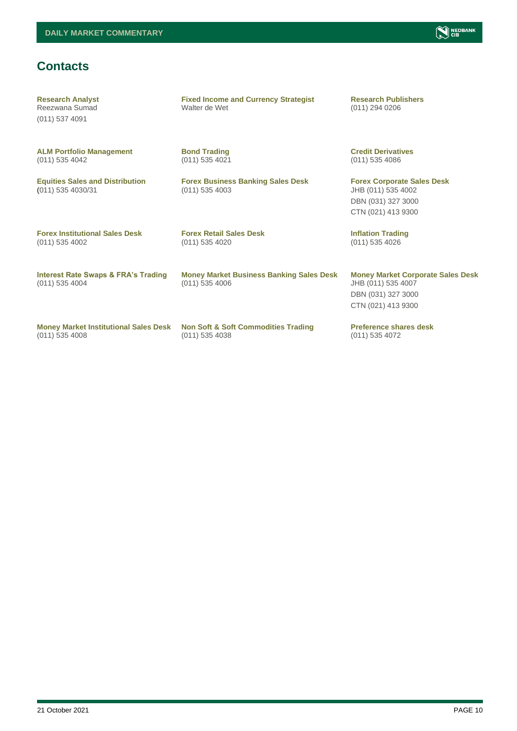## Contacts

**Research Analyst**
Reezwana Sumad
(011) 537 4091

**Fixed Income and Currency Strategist**
Walter de Wet

**Research Publishers**
(011) 294 0206

**ALM Portfolio Management**
(011) 535 4042

**Bond Trading**
(011) 535 4021

**Credit Derivatives**
(011) 535 4086

**Equities Sales and Distribution**
(011) 535 4030/31

**Forex Business Banking Sales Desk**
(011) 535 4003

**Forex Corporate Sales Desk**
JHB (011) 535 4002
DBN (031) 327 3000
CTN (021) 413 9300

**Forex Institutional Sales Desk**
(011) 535 4002

**Forex Retail Sales Desk**
(011) 535 4020

**Inflation Trading**
(011) 535 4026

**Interest Rate Swaps & FRA's Trading**
(011) 535 4004

**Money Market Business Banking Sales Desk**
(011) 535 4006

**Money Market Corporate Sales Desk**
JHB (011) 535 4007
DBN (031) 327 3000
CTN (021) 413 9300

**Money Market Institutional Sales Desk**
(011) 535 4008

**Non Soft & Soft Commodities Trading**
(011) 535 4038

**Preference shares desk**
(011) 535 4072